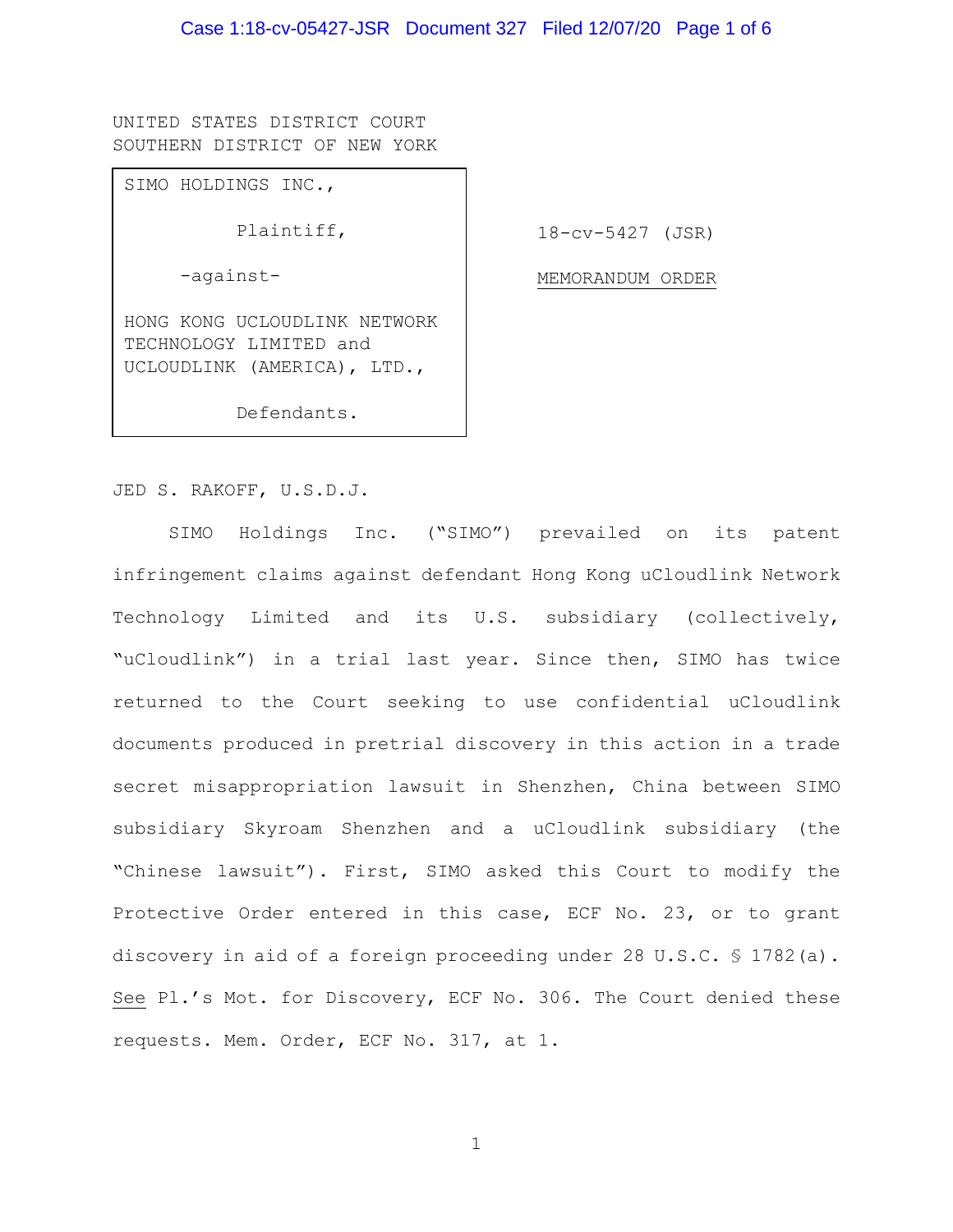UNITED STATES DISTRICT COURT
SOUTHERN DISTRICT OF NEW YORK

| | |
|---|---|
| SIMO HOLDINGS INC., Plaintiff, -against- HONG KONG UCLOUDLINK NETWORK TECHNOLOGY LIMITED and UCLOUDLINK (AMERICA), LTD., Defendants. | 18-cv-5427 (JSR) MEMORANDUM ORDER |

JED S. RAKOFF, U.S.D.J.

SIMO Holdings Inc. ("SIMO") prevailed on its patent infringement claims against defendant Hong Kong uCloudlink Network Technology Limited and its U.S. subsidiary (collectively, "uCloudlink") in a trial last year. Since then, SIMO has twice returned to the Court seeking to use confidential uCloudlink documents produced in pretrial discovery in this action in a trade secret misappropriation lawsuit in Shenzhen, China between SIMO subsidiary Skyroam Shenzhen and a uCloudlink subsidiary (the "Chinese lawsuit"). First, SIMO asked this Court to modify the Protective Order entered in this case, ECF No. 23, or to grant discovery in aid of a foreign proceeding under 28 U.S.C. § 1782(a). See Pl.'s Mot. for Discovery, ECF No. 306. The Court denied these requests. Mem. Order, ECF No. 317, at 1.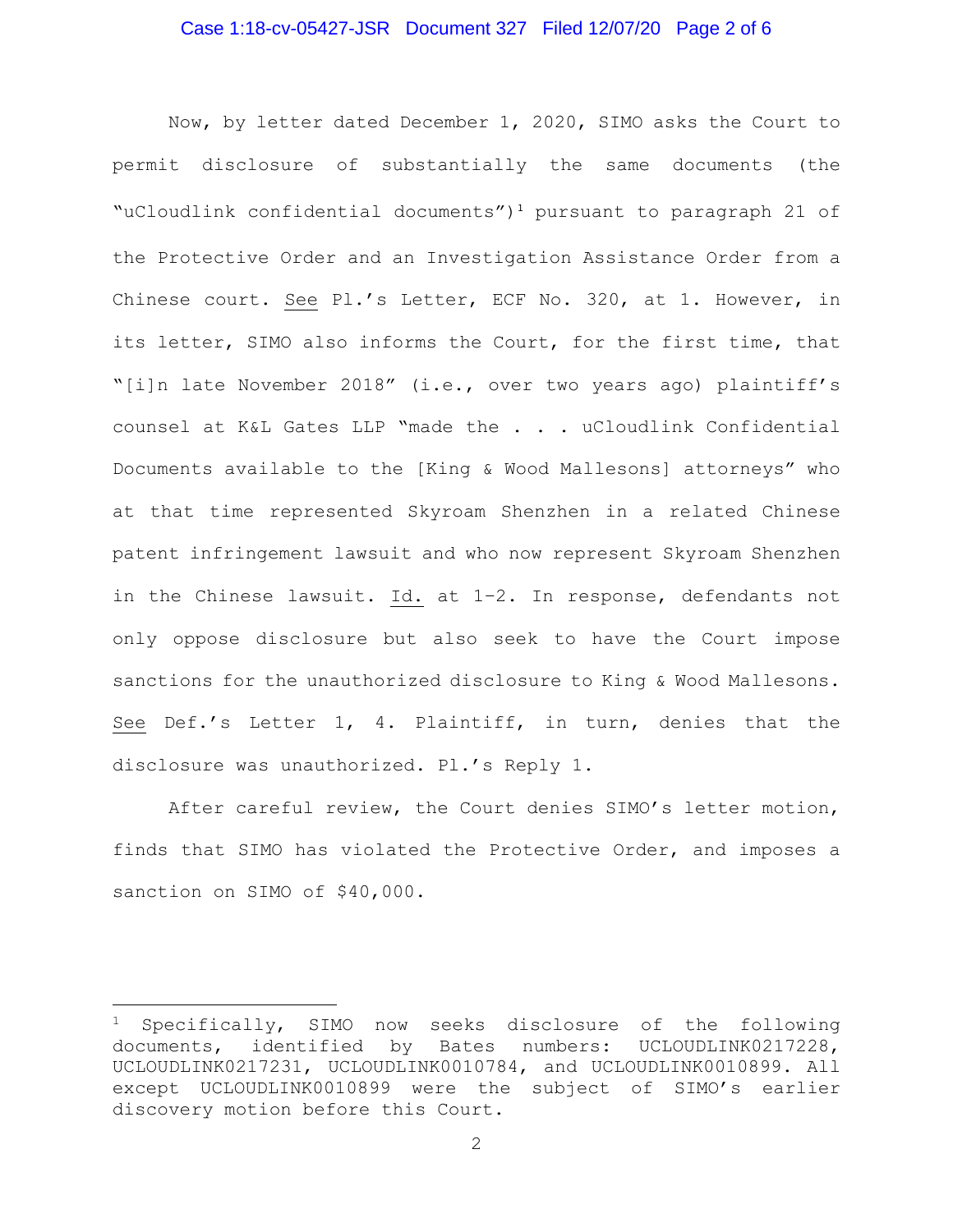Now, by letter dated December 1, 2020, SIMO asks the Court to permit disclosure of substantially the same documents (the "uCloudlink confidential documents")[1] pursuant to paragraph 21 of the Protective Order and an Investigation Assistance Order from a Chinese court. See Pl.'s Letter, ECF No. 320, at 1. However, in its letter, SIMO also informs the Court, for the first time, that "[i]n late November 2018" (i.e., over two years ago) plaintiff's counsel at K&L Gates LLP "made the . . . uCloudlink Confidential Documents available to the [King & Wood Mallesons] attorneys" who at that time represented Skyroam Shenzhen in a related Chinese patent infringement lawsuit and who now represent Skyroam Shenzhen in the Chinese lawsuit. Id. at 1-2. In response, defendants not only oppose disclosure but also seek to have the Court impose sanctions for the unauthorized disclosure to King & Wood Mallesons. See Def.'s Letter 1, 4. Plaintiff, in turn, denies that the disclosure was unauthorized. Pl.'s Reply 1.

After careful review, the Court denies SIMO's letter motion, finds that SIMO has violated the Protective Order, and imposes a sanction on SIMO of $40,000.

---

[1] Specifically, SIMO now seeks disclosure of the following documents, identified by Bates numbers: UCLOUDLINK0217228, UCLOUDLINK0217231, UCLOUDLINK0010784, and UCLOUDLINK0010899. All except UCLOUDLINK0010899 were the subject of SIMO's earlier discovery motion before this Court.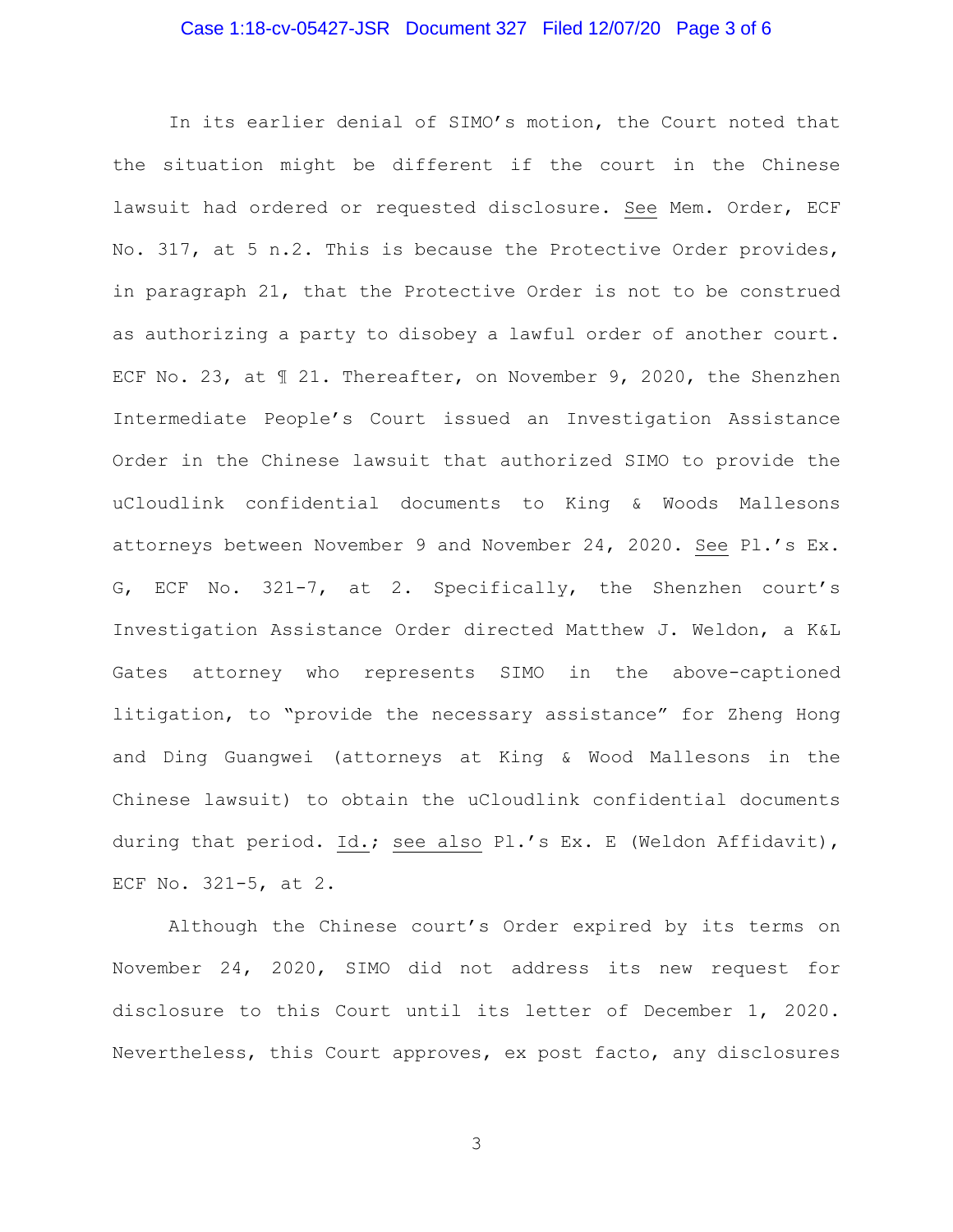In its earlier denial of SIMO's motion, the Court noted that the situation might be different if the court in the Chinese lawsuit had ordered or requested disclosure. See Mem. Order, ECF No. 317, at 5 n.2. This is because the Protective Order provides, in paragraph 21, that the Protective Order is not to be construed as authorizing a party to disobey a lawful order of another court. ECF No. 23, at ¶ 21. Thereafter, on November 9, 2020, the Shenzhen Intermediate People's Court issued an Investigation Assistance Order in the Chinese lawsuit that authorized SIMO to provide the uCloudlink confidential documents to King & Woods Mallesons attorneys between November 9 and November 24, 2020. See Pl.'s Ex. G, ECF No. 321-7, at 2. Specifically, the Shenzhen court's Investigation Assistance Order directed Matthew J. Weldon, a K&L Gates attorney who represents SIMO in the above-captioned litigation, to "provide the necessary assistance" for Zheng Hong and Ding Guangwei (attorneys at King & Wood Mallesons in the Chinese lawsuit) to obtain the uCloudlink confidential documents during that period. Id.; see also Pl.'s Ex. E (Weldon Affidavit), ECF No. 321-5, at 2.

Although the Chinese court's Order expired by its terms on November 24, 2020, SIMO did not address its new request for disclosure to this Court until its letter of December 1, 2020. Nevertheless, this Court approves, ex post facto, any disclosures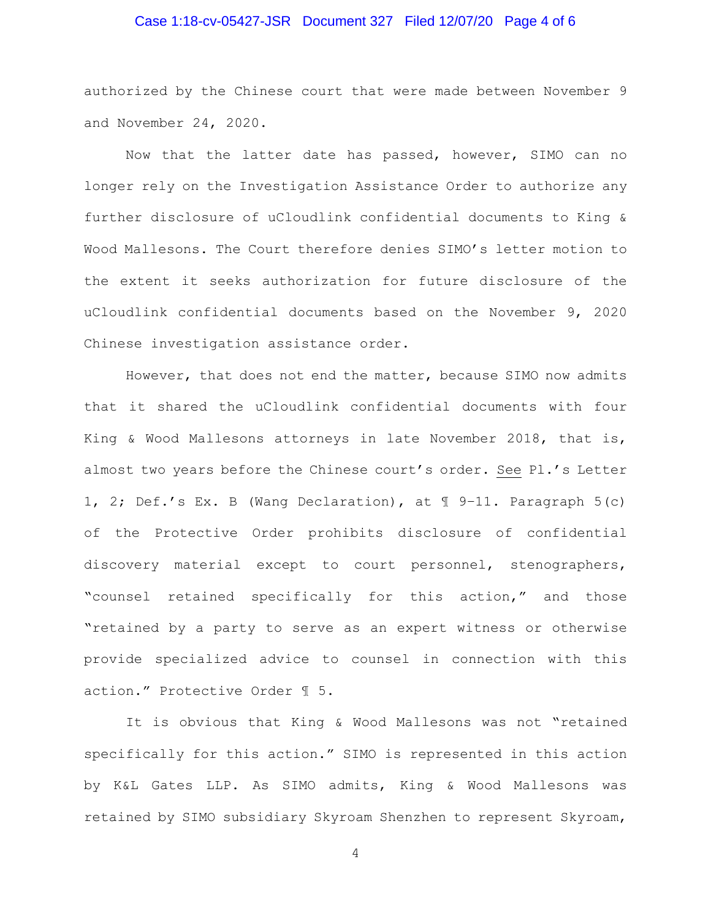authorized by the Chinese court that were made between November 9 and November 24, 2020.

Now that the latter date has passed, however, SIMO can no longer rely on the Investigation Assistance Order to authorize any further disclosure of uCloudlink confidential documents to King & Wood Mallesons. The Court therefore denies SIMO's letter motion to the extent it seeks authorization for future disclosure of the uCloudlink confidential documents based on the November 9, 2020 Chinese investigation assistance order.

However, that does not end the matter, because SIMO now admits that it shared the uCloudlink confidential documents with four King & Wood Mallesons attorneys in late November 2018, that is, almost two years before the Chinese court's order. See Pl.'s Letter 1, 2; Def.'s Ex. B (Wang Declaration), at ¶ 9-11. Paragraph 5(c) of the Protective Order prohibits disclosure of confidential discovery material except to court personnel, stenographers, "counsel retained specifically for this action," and those "retained by a party to serve as an expert witness or otherwise provide specialized advice to counsel in connection with this action." Protective Order ¶ 5.

It is obvious that King & Wood Mallesons was not "retained specifically for this action." SIMO is represented in this action by K&L Gates LLP. As SIMO admits, King & Wood Mallesons was retained by SIMO subsidiary Skyroam Shenzhen to represent Skyroam,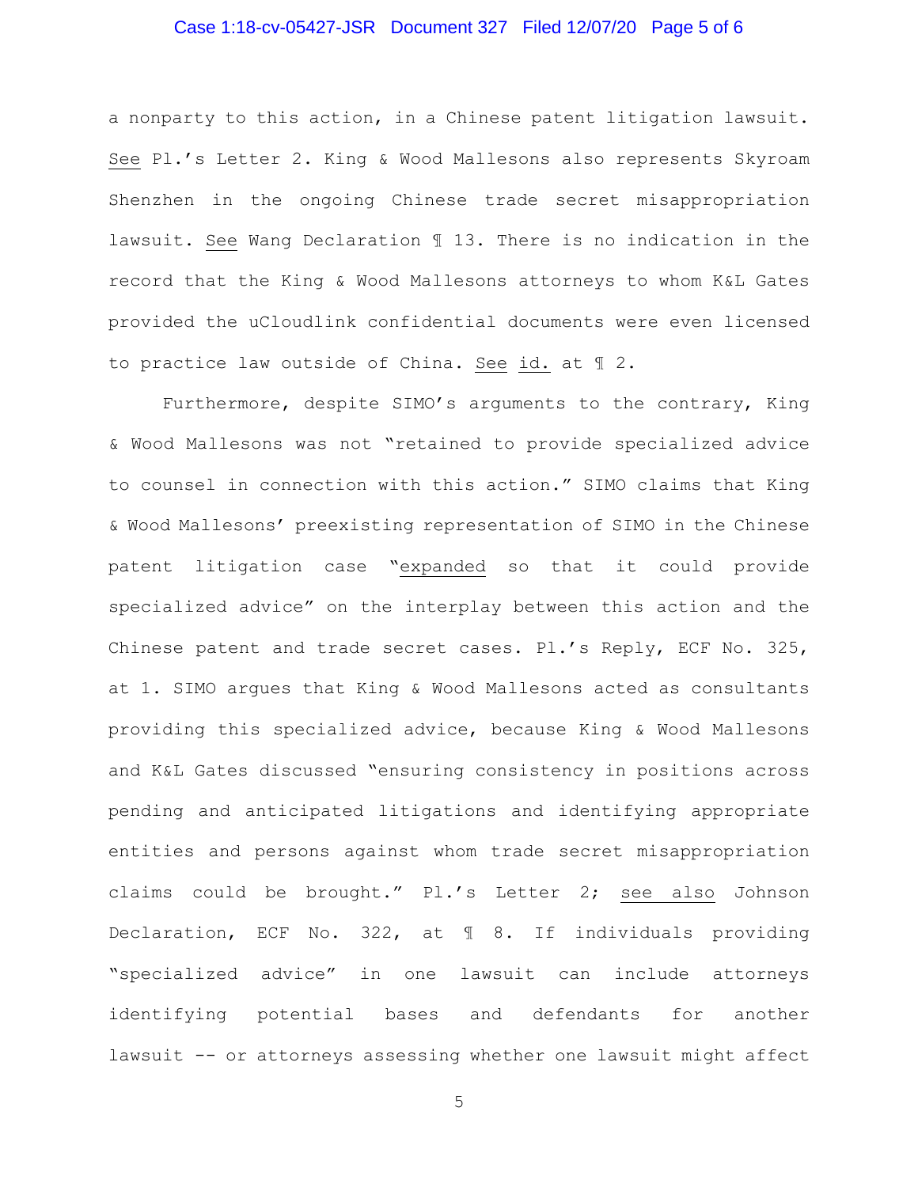a nonparty to this action, in a Chinese patent litigation lawsuit. See Pl.'s Letter 2. King & Wood Mallesons also represents Skyroam Shenzhen in the ongoing Chinese trade secret misappropriation lawsuit. See Wang Declaration ¶ 13. There is no indication in the record that the King & Wood Mallesons attorneys to whom K&L Gates provided the uCloudlink confidential documents were even licensed to practice law outside of China. See id. at ¶ 2.

Furthermore, despite SIMO's arguments to the contrary, King & Wood Mallesons was not "retained to provide specialized advice to counsel in connection with this action." SIMO claims that King & Wood Mallesons' preexisting representation of SIMO in the Chinese patent litigation case "expanded so that it could provide specialized advice" on the interplay between this action and the Chinese patent and trade secret cases. Pl.'s Reply, ECF No. 325, at 1. SIMO argues that King & Wood Mallesons acted as consultants providing this specialized advice, because King & Wood Mallesons and K&L Gates discussed "ensuring consistency in positions across pending and anticipated litigations and identifying appropriate entities and persons against whom trade secret misappropriation claims could be brought." Pl.'s Letter 2; see also Johnson Declaration, ECF No. 322, at ¶ 8. If individuals providing "specialized advice" in one lawsuit can include attorneys identifying potential bases and defendants for another lawsuit -- or attorneys assessing whether one lawsuit might affect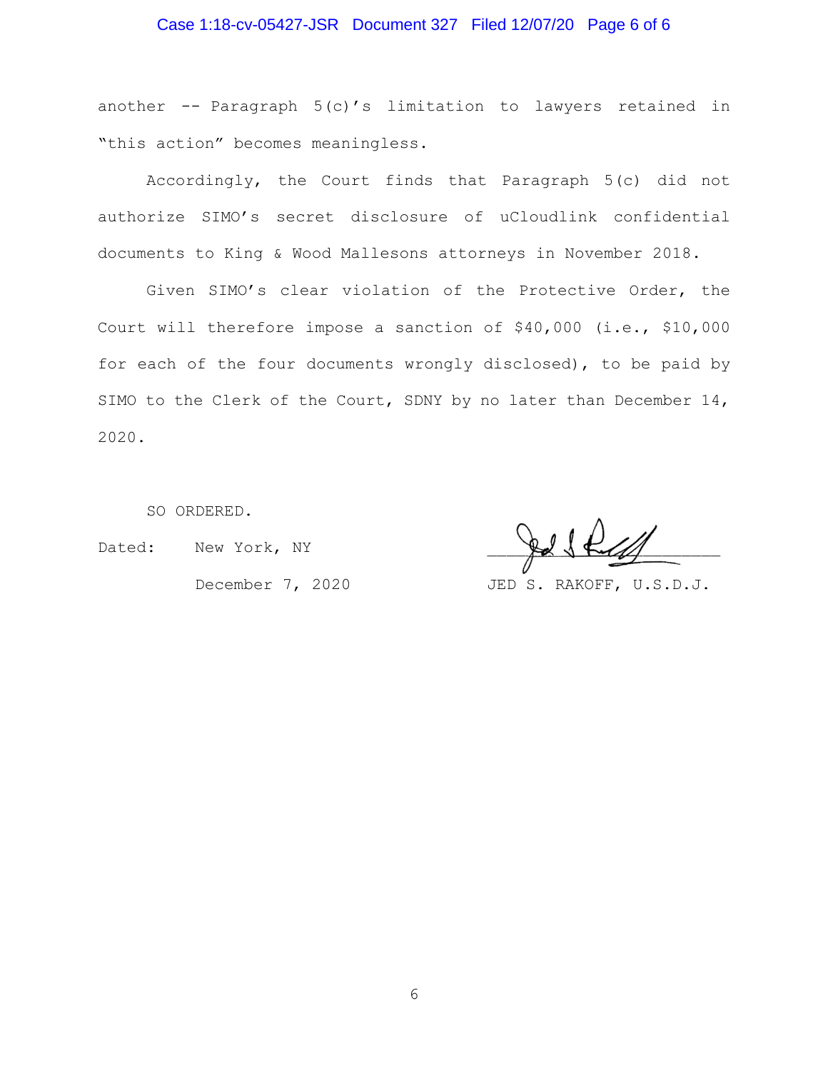another -- Paragraph 5(c)'s limitation to lawyers retained in "this action" becomes meaningless.

Accordingly, the Court finds that Paragraph 5(c) did not authorize SIMO's secret disclosure of uCloudlink confidential documents to King & Wood Mallesons attorneys in November 2018.

Given SIMO's clear violation of the Protective Order, the Court will therefore impose a sanction of $40,000 (i.e., $10,000 for each of the four documents wrongly disclosed), to be paid by SIMO to the Clerk of the Court, SDNY by no later than December 14, 2020.

SO ORDERED.

Dated: New York, NY

December 7, 2020

JED S. RAKOFF, U.S.D.J.